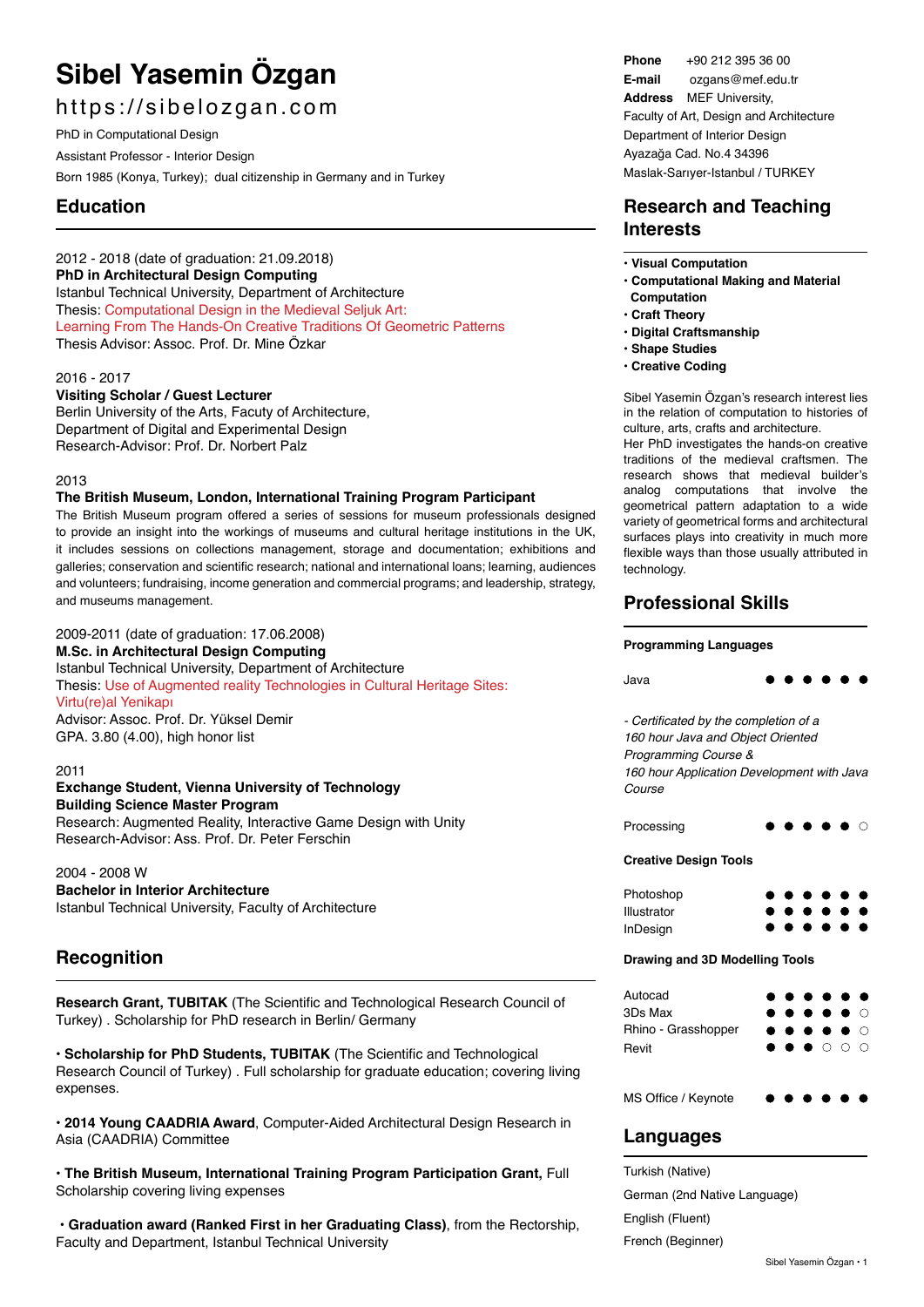# Sibel Yasemin Özgan

https://sibelozgan.com

PhD in Computational Design

Assistant Professor - Interior Design

Born 1985 (Konya, Turkey); dual citizenship in Germany and in Turkey

**Phone** +90 212 395 36 00
**E-mail** ozgans@mef.edu.tr
**Address** MEF University,
Faculty of Art, Design and Architecture
Department of Interior Design
Ayazağa Cad. No.4 34396
Maslak-Sarıyer-Istanbul / TURKEY

## Education

2012 - 2018 (date of graduation: 21.09.2018)
**PhD in Architectural Design Computing**
Istanbul Technical University, Department of Architecture
Thesis: Computational Design in the Medieval Seljuk Art: Learning From The Hands-On Creative Traditions Of Geometric Patterns
Thesis Advisor: Assoc. Prof. Dr. Mine Özkar

2016 - 2017
**Visiting Scholar / Guest Lecturer**
Berlin University of the Arts, Facuty of Architecture,
Department of Digital and Experimental Design
Research-Advisor: Prof. Dr. Norbert Palz

2013
**The British Museum, London, International Training Program Participant**
The British Museum program offered a series of sessions for museum professionals designed to provide an insight into the workings of museums and cultural heritage institutions in the UK, it includes sessions on collections management, storage and documentation; exhibitions and galleries; conservation and scientific research; national and international loans; learning, audiences and volunteers; fundraising, income generation and commercial programs; and leadership, strategy, and museums management.

2009-2011 (date of graduation: 17.06.2008)
**M.Sc. in Architectural Design Computing**
Istanbul Technical University, Department of Architecture
Thesis: Use of Augmented reality Technologies in Cultural Heritage Sites: Virtu(re)al Yenikapı
Advisor: Assoc. Prof. Dr. Yüksel Demir
GPA. 3.80 (4.00), high honor list

2011
**Exchange Student, Vienna University of Technology**
**Building Science Master Program**
Research: Augmented Reality, Interactive Game Design with Unity
Research-Advisor: Ass. Prof. Dr. Peter Ferschin

2004 - 2008 W
**Bachelor in Interior Architecture**
Istanbul Technical University, Faculty of Architecture

## Recognition

**Research Grant, TUBITAK** (The Scientific and Technological Research Council of Turkey) . Scholarship for PhD research in Berlin/ Germany

• **Scholarship for PhD Students, TUBITAK** (The Scientific and Technological Research Council of Turkey) . Full scholarship for graduate education; covering living expenses.

• **2014 Young CAADRIA Award**, Computer-Aided Architectural Design Research in Asia (CAADRIA) Committee

• **The British Museum, International Training Program Participation Grant,** Full Scholarship covering living expenses

• **Graduation award (Ranked First in her Graduating Class)**, from the Rectorship, Faculty and Department, Istanbul Technical University

## Research and Teaching Interests

- **Visual Computation**
- **Computational Making and Material Computation**
- **Craft Theory**
- **Digital Craftsmanship**
- **Shape Studies**
- **Creative Coding**

Sibel Yasemin Özgan's research interest lies in the relation of computation to histories of culture, arts, crafts and architecture.
Her PhD investigates the hands-on creative traditions of the medieval craftsmen. The research shows that medieval builder's analog computations that involve the geometrical pattern adaptation to a wide variety of geometrical forms and architectural surfaces plays into creativity in much more flexible ways than those usually attributed in technology.

## Professional Skills

**Programming Languages**

Java ● ● ● ● ● ●

*- Certificated by the completion of a 160 hour Java and Object Oriented Programming Course & 160 hour Application Development with Java Course*

Processing ● ● ● ● ● ○

**Creative Design Tools**

Photoshop ● ● ● ● ● ●
Illustrator ● ● ● ● ● ●
InDesign ● ● ● ● ● ●

**Drawing and 3D Modelling Tools**

Autocad ● ● ● ● ● ●
3Ds Max ● ● ● ● ● ○
Rhino - Grasshopper ● ● ● ● ● ○
Revit ● ● ● ○ ○ ○

MS Office / Keynote ● ● ● ● ● ●

## Languages

Turkish (Native)

German (2nd Native Language)

English (Fluent)

French (Beginner)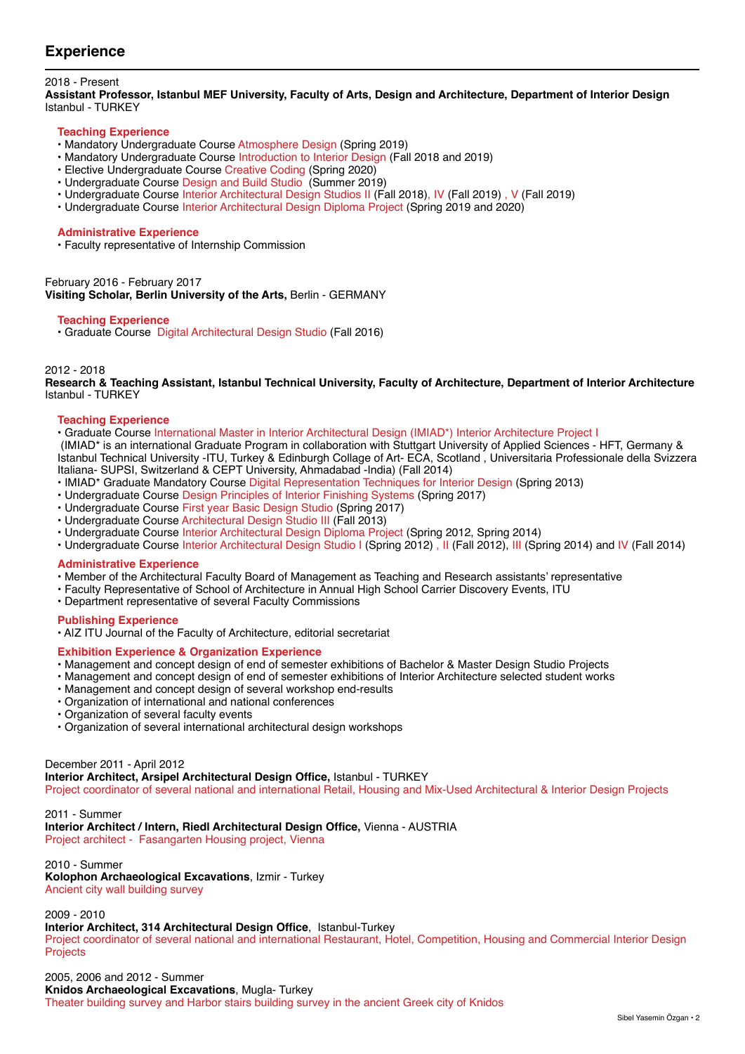## Experience

2018 - Present
**Assistant Professor, Istanbul MEF University, Faculty of Arts, Design and Architecture, Department of Interior Design**
Istanbul - TURKEY

### Teaching Experience

- Mandatory Undergraduate Course Atmosphere Design (Spring 2019)
- Mandatory Undergraduate Course Introduction to Interior Design (Fall 2018 and 2019)
- Elective Undergraduate Course Creative Coding (Spring 2020)
- Undergraduate Course Design and Build Studio (Summer 2019)
- Undergraduate Course Interior Architectural Design Studios II (Fall 2018), IV (Fall 2019) , V (Fall 2019)
- Undergraduate Course Interior Architectural Design Diploma Project (Spring 2019 and 2020)

### Administrative Experience

- Faculty representative of Internship Commission

February 2016 - February 2017
**Visiting Scholar, Berlin University of the Arts,** Berlin - GERMANY

### Teaching Experience

- Graduate Course Digital Architectural Design Studio (Fall 2016)

2012 - 2018
**Research & Teaching Assistant, Istanbul Technical University, Faculty of Architecture, Department of Interior Architecture**
Istanbul - TURKEY

### Teaching Experience

- Graduate Course International Master in Interior Architectural Design (IMIAD*) Interior Architecture Project I
 (IMIAD* is an international Graduate Program in collaboration with Stuttgart University of Applied Sciences - HFT, Germany & Istanbul Technical University -ITU, Turkey & Edinburgh Collage of Art- ECA, Scotland , Universitaria Professionale della Svizzera Italiana- SUPSI, Switzerland & CEPT University, Ahmadabad -India) (Fall 2014)
- IMIAD* Graduate Mandatory Course Digital Representation Techniques for Interior Design (Spring 2013)
- Undergraduate Course Design Principles of Interior Finishing Systems (Spring 2017)
- Undergraduate Course First year Basic Design Studio (Spring 2017)
- Undergraduate Course Architectural Design Studio III (Fall 2013)
- Undergraduate Course Interior Architectural Design Diploma Project (Spring 2012, Spring 2014)
- Undergraduate Course Interior Architectural Design Studio I (Spring 2012) , II (Fall 2012), III (Spring 2014) and IV (Fall 2014)

### Administrative Experience

- Member of the Architectural Faculty Board of Management as Teaching and Research assistants' representative
- Faculty Representative of School of Architecture in Annual High School Carrier Discovery Events, ITU
- Department representative of several Faculty Commissions

### Publishing Experience

- AIZ ITU Journal of the Faculty of Architecture, editorial secretariat

### Exhibition Experience & Organization Experience

- Management and concept design of end of semester exhibitions of Bachelor & Master Design Studio Projects
- Management and concept design of end of semester exhibitions of Interior Architecture selected student works
- Management and concept design of several workshop end-results
- Organization of international and national conferences
- Organization of several faculty events
- Organization of several international architectural design workshops

December 2011 - April 2012
**Interior Architect, Arsipel Architectural Design Office,** Istanbul - TURKEY
Project coordinator of several national and international Retail, Housing and Mix-Used Architectural & Interior Design Projects

2011 - Summer
**Interior Architect / Intern, Riedl Architectural Design Office,** Vienna - AUSTRIA
Project architect - Fasangarten Housing project, Vienna

2010 - Summer
**Kolophon Archaeological Excavations**, Izmir - Turkey
Ancient city wall building survey

2009 - 2010
**Interior Architect, 314 Architectural Design Office**, Istanbul-Turkey
Project coordinator of several national and international Restaurant, Hotel, Competition, Housing and Commercial Interior Design Projects

2005, 2006 and 2012 - Summer
**Knidos Archaeological Excavations**, Mugla- Turkey
Theater building survey and Harbor stairs building survey in the ancient Greek city of Knidos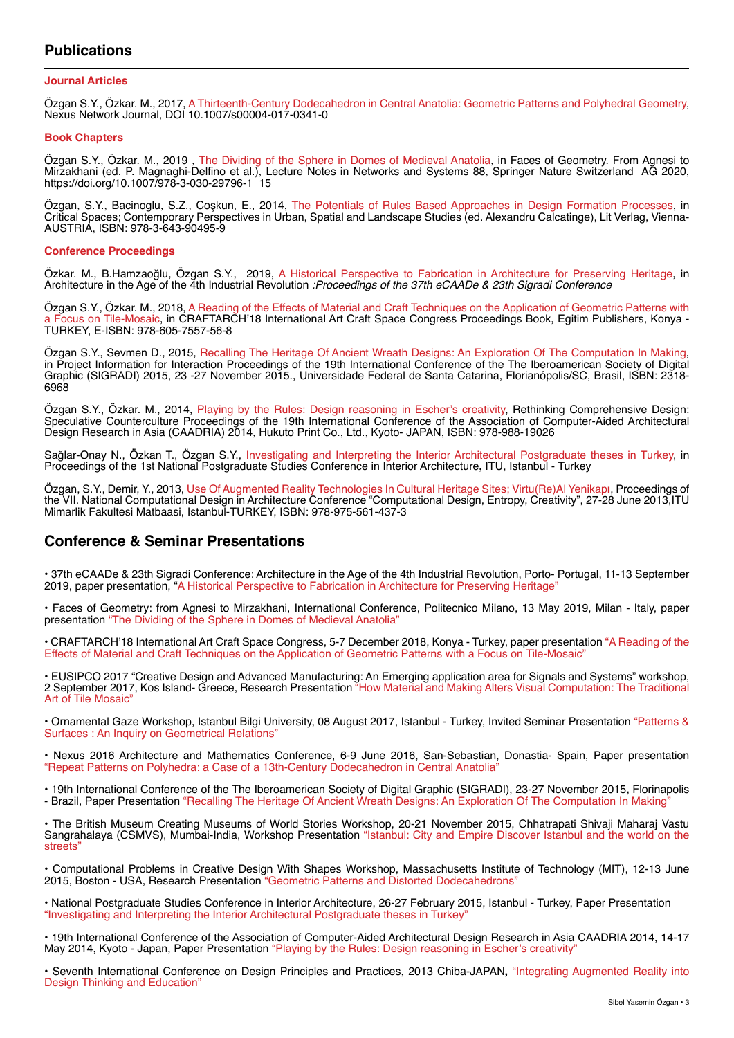## Publications

### Journal Articles

Özgan S.Y., Özkar. M., 2017, A Thirteenth-Century Dodecahedron in Central Anatolia: Geometric Patterns and Polyhedral Geometry, Nexus Network Journal, DOI 10.1007/s00004-017-0341-0

### Book Chapters

Özgan S.Y., Özkar. M., 2019 , The Dividing of the Sphere in Domes of Medieval Anatolia, in Faces of Geometry. From Agnesi to Mirzakhani (ed. P. Magnaghi-Delfino et al.), Lecture Notes in Networks and Systems 88, Springer Nature Switzerland AG 2020, https://doi.org/10.1007/978-3-030-29796-1_15

Özgan, S.Y., Bacinoglu, S.Z., Coşkun, E., 2014, The Potentials of Rules Based Approaches in Design Formation Processes, in Critical Spaces; Contemporary Perspectives in Urban, Spatial and Landscape Studies (ed. Alexandru Calcatinge), Lit Verlag, Vienna-AUSTRIA, ISBN: 978-3-643-90495-9

### Conference Proceedings

Özkar. M., B.Hamzaoğlu, Özgan S.Y., 2019, A Historical Perspective to Fabrication in Architecture for Preserving Heritage, in Architecture in the Age of the 4th Industrial Revolution *:Proceedings of the 37th eCAADe & 23th Sigradi Conference*

Özgan S.Y., Özkar. M., 2018, A Reading of the Effects of Material and Craft Techniques on the Application of Geometric Patterns with a Focus on Tile-Mosaic, in CRAFTARCH'18 International Art Craft Space Congress Proceedings Book, Egitim Publishers, Konya - TURKEY, E-ISBN: 978-605-7557-56-8

Özgan S.Y., Sevmen D., 2015, Recalling The Heritage Of Ancient Wreath Designs: An Exploration Of The Computation In Making, in Project Information for Interaction Proceedings of the 19th International Conference of the The Iberoamerican Society of Digital Graphic (SIGRADI) 2015, 23 -27 November 2015., Universidade Federal de Santa Catarina, Florianópolis/SC, Brasil, ISBN: 2318-6968

Özgan S.Y., Özkar. M., 2014, Playing by the Rules: Design reasoning in Escher's creativity, Rethinking Comprehensive Design: Speculative Counterculture Proceedings of the 19th International Conference of the Association of Computer-Aided Architectural Design Research in Asia (CAADRIA) 2014, Hukuto Print Co., Ltd., Kyoto- JAPAN, ISBN: 978-988-19026

Sağlar-Onay N., Özkan T., Özgan S.Y., Investigating and Interpreting the Interior Architectural Postgraduate theses in Turkey, in Proceedings of the 1st National Postgraduate Studies Conference in Interior Architecture**,** ITU, Istanbul - Turkey

Özgan, S.Y., Demir, Y., 2013, Use Of Augmented Reality Technologies In Cultural Heritage Sites; Virtu(Re)Al Yenikapı, Proceedings of the VII. National Computational Design in Architecture Conference "Computational Design, Entropy, Creativity", 27-28 June 2013,ITU Mimarlik Fakultesi Matbaasi, Istanbul-TURKEY, ISBN: 978-975-561-437-3

## Conference & Seminar Presentations

• 37th eCAADe & 23th Sigradi Conference: Architecture in the Age of the 4th Industrial Revolution, Porto- Portugal, 11-13 September 2019, paper presentation, "A Historical Perspective to Fabrication in Architecture for Preserving Heritage"

• Faces of Geometry: from Agnesi to Mirzakhani, International Conference, Politecnico Milano, 13 May 2019, Milan - Italy, paper presentation "The Dividing of the Sphere in Domes of Medieval Anatolia"

• CRAFTARCH'18 International Art Craft Space Congress, 5-7 December 2018, Konya - Turkey, paper presentation "A Reading of the Effects of Material and Craft Techniques on the Application of Geometric Patterns with a Focus on Tile-Mosaic"

• EUSIPCO 2017 "Creative Design and Advanced Manufacturing: An Emerging application area for Signals and Systems" workshop, 2 September 2017, Kos Island- Greece, Research Presentation "How Material and Making Alters Visual Computation: The Traditional Art of Tile Mosaic"

• Ornamental Gaze Workshop, Istanbul Bilgi University, 08 August 2017, Istanbul - Turkey, Invited Seminar Presentation "Patterns & Surfaces : An Inquiry on Geometrical Relations"

• Nexus 2016 Architecture and Mathematics Conference, 6-9 June 2016, San-Sebastian, Donastia- Spain, Paper presentation "Repeat Patterns on Polyhedra: a Case of a 13th-Century Dodecahedron in Central Anatolia"

• 19th International Conference of the The Iberoamerican Society of Digital Graphic (SIGRADI), 23-27 November 2015**,** Florinapolis - Brazil, Paper Presentation "Recalling The Heritage Of Ancient Wreath Designs: An Exploration Of The Computation In Making"

• The British Museum Creating Museums of World Stories Workshop, 20-21 November 2015, Chhatrapati Shivaji Maharaj Vastu Sangrahalaya (CSMVS), Mumbai-India, Workshop Presentation "Istanbul: City and Empire Discover Istanbul and the world on the streets"

• Computational Problems in Creative Design With Shapes Workshop, Massachusetts Institute of Technology (MIT), 12-13 June 2015, Boston - USA, Research Presentation "Geometric Patterns and Distorted Dodecahedrons"

• National Postgraduate Studies Conference in Interior Architecture, 26-27 February 2015, Istanbul - Turkey, Paper Presentation "Investigating and Interpreting the Interior Architectural Postgraduate theses in Turkey"

• 19th International Conference of the Association of Computer-Aided Architectural Design Research in Asia CAADRIA 2014, 14-17 May 2014, Kyoto - Japan, Paper Presentation "Playing by the Rules: Design reasoning in Escher's creativity"

• Seventh International Conference on Design Principles and Practices, 2013 Chiba-JAPAN**,** "Integrating Augmented Reality into Design Thinking and Education"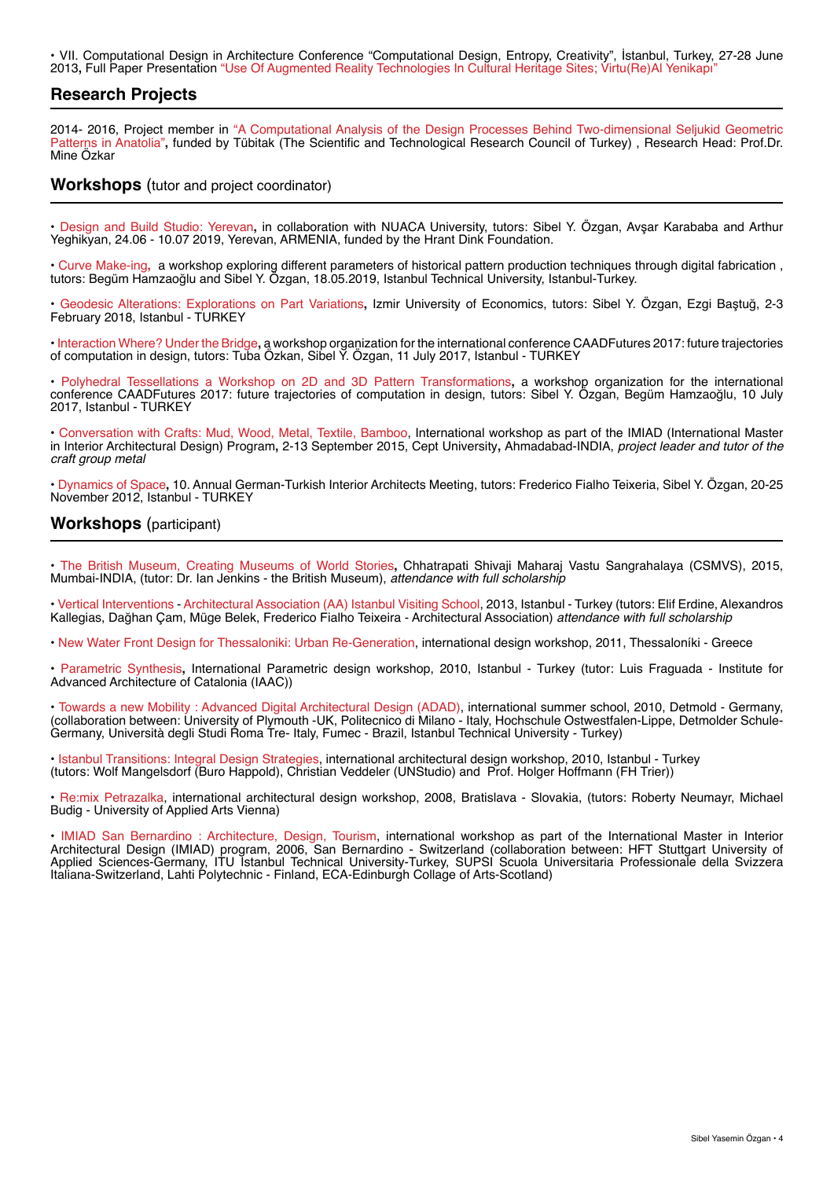• VII. Computational Design in Architecture Conference "Computational Design, Entropy, Creativity", İstanbul, Turkey, 27-28 June 2013, Full Paper Presentation "Use Of Augmented Reality Technologies In Cultural Heritage Sites; Virtu(Re)Al Yenikapı"

## Research Projects

2014- 2016, Project member in "A Computational Analysis of the Design Processes Behind Two-dimensional Seljukid Geometric Patterns in Anatolia", funded by Tübitak (The Scientific and Technological Research Council of Turkey) , Research Head: Prof.Dr. Mine Özkar

## **Workshops** (tutor and project coordinator)

• Design and Build Studio: Yerevan, in collaboration with NUACA University, tutors: Sibel Y. Özgan, Avşar Karababa and Arthur Yeghikyan, 24.06 - 10.07 2019, Yerevan, ARMENIA, funded by the Hrant Dink Foundation.

• Curve Make-ing, a workshop exploring different parameters of historical pattern production techniques through digital fabrication , tutors: Begüm Hamzaoğlu and Sibel Y. Özgan, 18.05.2019, Istanbul Technical University, Istanbul-Turkey.

• Geodesic Alterations: Explorations on Part Variations, Izmir University of Economics, tutors: Sibel Y. Özgan, Ezgi Baştuğ, 2-3 February 2018, Istanbul - TURKEY

• Interaction Where? Under the Bridge, a workshop organization for the international conference CAADFutures 2017: future trajectories of computation in design, tutors: Tuba Özkan, Sibel Y. Özgan, 11 July 2017, Istanbul - TURKEY

• Polyhedral Tessellations a Workshop on 2D and 3D Pattern Transformations, a workshop organization for the international conference CAADFutures 2017: future trajectories of computation in design, tutors: Sibel Y. Özgan, Begüm Hamzaoğlu, 10 July 2017, Istanbul - TURKEY

• Conversation with Crafts: Mud, Wood, Metal, Textile, Bamboo, International workshop as part of the IMIAD (International Master in Interior Architectural Design) Program, 2-13 September 2015, Cept University, Ahmadabad-INDIA, *project leader and tutor of the craft group metal*

• Dynamics of Space, 10. Annual German-Turkish Interior Architects Meeting, tutors: Frederico Fialho Teixeria, Sibel Y. Özgan, 20-25 November 2012, Istanbul - TURKEY

## **Workshops** (participant)

• The British Museum, Creating Museums of World Stories, Chhatrapati Shivaji Maharaj Vastu Sangrahalaya (CSMVS), 2015, Mumbai-INDIA, (tutor: Dr. Ian Jenkins - the British Museum), *attendance with full scholarship*

• Vertical Interventions - Architectural Association (AA) Istanbul Visiting School, 2013, Istanbul - Turkey (tutors: Elif Erdine, Alexandros Kallegias, Dağhan Çam, Müge Belek, Frederico Fialho Teixeira - Architectural Association) *attendance with full scholarship*

• New Water Front Design for Thessaloniki: Urban Re-Generation, international design workshop, 2011, Thessaloníki - Greece

• Parametric Synthesis, International Parametric design workshop, 2010, Istanbul - Turkey (tutor: Luis Fraguada - Institute for Advanced Architecture of Catalonia (IAAC))

• Towards a new Mobility : Advanced Digital Architectural Design (ADAD), international summer school, 2010, Detmold - Germany, (collaboration between: University of Plymouth -UK, Politecnico di Milano - Italy, Hochschule Ostwestfalen-Lippe, Detmolder Schule-Germany, Università degli Studi Roma Tre- Italy, Fumec - Brazil, Istanbul Technical University - Turkey)

• Istanbul Transitions: Integral Design Strategies, international architectural design workshop, 2010, Istanbul - Turkey (tutors: Wolf Mangelsdorf (Buro Happold), Christian Veddeler (UNStudio) and Prof. Holger Hoffmann (FH Trier))

• Re:mix Petrazalka, international architectural design workshop, 2008, Bratislava - Slovakia, (tutors: Roberty Neumayr, Michael Budig - University of Applied Arts Vienna)

• IMIAD San Bernardino : Architecture, Design, Tourism, international workshop as part of the International Master in Interior Architectural Design (IMIAD) program, 2006, San Bernardino - Switzerland (collaboration between: HFT Stuttgart University of Applied Sciences-Germany, ITU Istanbul Technical University-Turkey, SUPSI Scuola Universitaria Professionale della Svizzera Italiana-Switzerland, Lahti Polytechnic - Finland, ECA-Edinburgh Collage of Arts-Scotland)